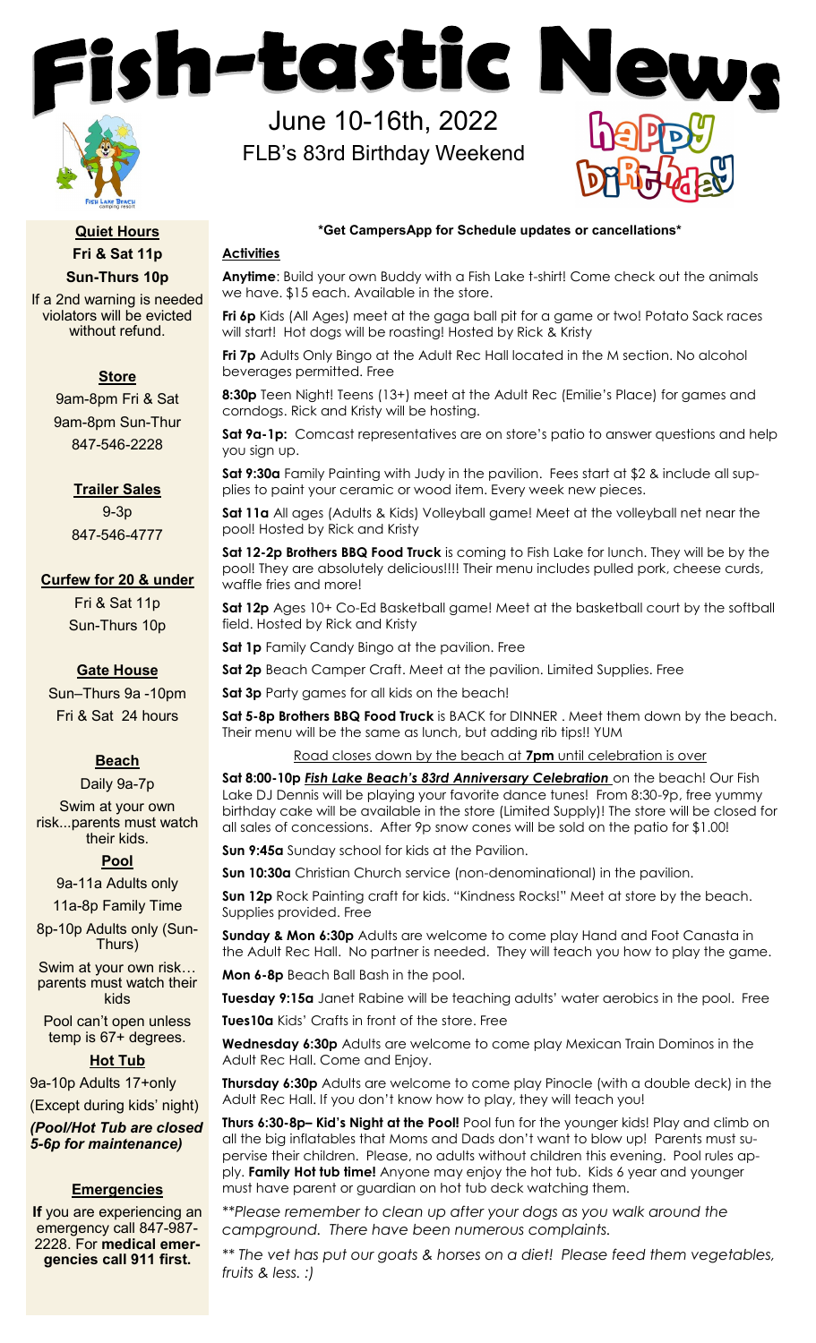# Fish-tastic News

June 10-16th, 2022

FLB's 83rd Birthday Weekend

happy birthday

**Quiet Hours**

**Fri & Sat 11p**

**Sun-Thurs 10p**

If a 2nd warning is needed violators will be evicted without refund.

**Store**

9am-8pm Fri & Sat

9am-8pm Sun-Thur

847-546-2228

**Trailer Sales**

9-3p

847-546-4777

**Curfew for 20 & under**

Fri & Sat 11p

Sun-Thurs 10p

**Gate House**

Sun–Thurs 9a -10pm

Fri & Sat 24 hours

**Beach**

Daily 9a-7p

Swim at your own risk...parents must watch their kids.

**Pool**

9a-11a Adults only

11a-8p Family Time

8p-10p Adults only (Sun-Thurs)

Swim at your own risk… parents must watch their kids

Pool can't open unless temp is 67+ degrees.

**Hot Tub**

9a-10p Adults 17+only

(Except during kids' night)

***(Pool/Hot Tub are closed 5-6p for maintenance)***

**Emergencies**

**If** you are experiencing an emergency call 847-987-2228. For **medical emergencies call 911 first.**

**\*Get CampersApp for Schedule updates or cancellations\***

**Activities**

**Anytime**: Build your own Buddy with a Fish Lake t-shirt! Come check out the animals we have. $15 each. Available in the store.

**Fri 6p** Kids (All Ages) meet at the gaga ball pit for a game or two! Potato Sack races will start! Hot dogs will be roasting! Hosted by Rick & Kristy

**Fri 7p** Adults Only Bingo at the Adult Rec Hall located in the M section. No alcohol beverages permitted. Free

**8:30p** Teen Night! Teens (13+) meet at the Adult Rec (Emilie's Place) for games and corndogs. Rick and Kristy will be hosting.

**Sat 9a-1p:** Comcast representatives are on store's patio to answer questions and help you sign up.

**Sat 9:30a** Family Painting with Judy in the pavilion. Fees start at $2 & include all supplies to paint your ceramic or wood item. Every week new pieces.

**Sat 11a** All ages (Adults & Kids) Volleyball game! Meet at the volleyball net near the pool! Hosted by Rick and Kristy

**Sat 12-2p Brothers BBQ Food Truck** is coming to Fish Lake for lunch. They will be by the pool! They are absolutely delicious!!!! Their menu includes pulled pork, cheese curds, waffle fries and more!

**Sat 12p** Ages 10+ Co-Ed Basketball game! Meet at the basketball court by the softball field. Hosted by Rick and Kristy

**Sat 1p** Family Candy Bingo at the pavilion. Free

**Sat 2p** Beach Camper Craft. Meet at the pavilion. Limited Supplies. Free

**Sat 3p** Party games for all kids on the beach!

**Sat 5-8p Brothers BBQ Food Truck** is BACK for DINNER . Meet them down by the beach. Their menu will be the same as lunch, but adding rib tips!! YUM

Road closes down by the beach at **7pm** until celebration is over

**Sat 8:00-10p** ***Fish Lake Beach's 83rd Anniversary Celebration*** on the beach! Our Fish Lake DJ Dennis will be playing your favorite dance tunes! From 8:30-9p, free yummy birthday cake will be available in the store (Limited Supply)! The store will be closed for all sales of concessions. After 9p snow cones will be sold on the patio for $1.00!

**Sun 9:45a** Sunday school for kids at the Pavilion.

**Sun 10:30a** Christian Church service (non-denominational) in the pavilion.

**Sun 12p** Rock Painting craft for kids. "Kindness Rocks!" Meet at store by the beach. Supplies provided. Free

**Sunday & Mon 6:30p** Adults are welcome to come play Hand and Foot Canasta in the Adult Rec Hall. No partner is needed. They will teach you how to play the game.

**Mon 6-8p** Beach Ball Bash in the pool.

**Tuesday 9:15a** Janet Rabine will be teaching adults' water aerobics in the pool. Free

**Tues10a** Kids' Crafts in front of the store. Free

**Wednesday 6:30p** Adults are welcome to come play Mexican Train Dominos in the Adult Rec Hall. Come and Enjoy.

**Thursday 6:30p** Adults are welcome to come play Pinocle (with a double deck) in the Adult Rec Hall. If you don't know how to play, they will teach you!

**Thurs 6:30-8p– Kid's Night at the Pool!** Pool fun for the younger kids! Play and climb on all the big inflatables that Moms and Dads don't want to blow up! Parents must supervise their children. Please, no adults without children this evening. Pool rules apply. **Family Hot tub time!** Anyone may enjoy the hot tub. Kids 6 year and younger must have parent or guardian on hot tub deck watching them.

*\*\*Please remember to clean up after your dogs as you walk around the campground. There have been numerous complaints.*

*\*\* The vet has put our goats & horses on a diet! Please feed them vegetables, fruits & less. :)*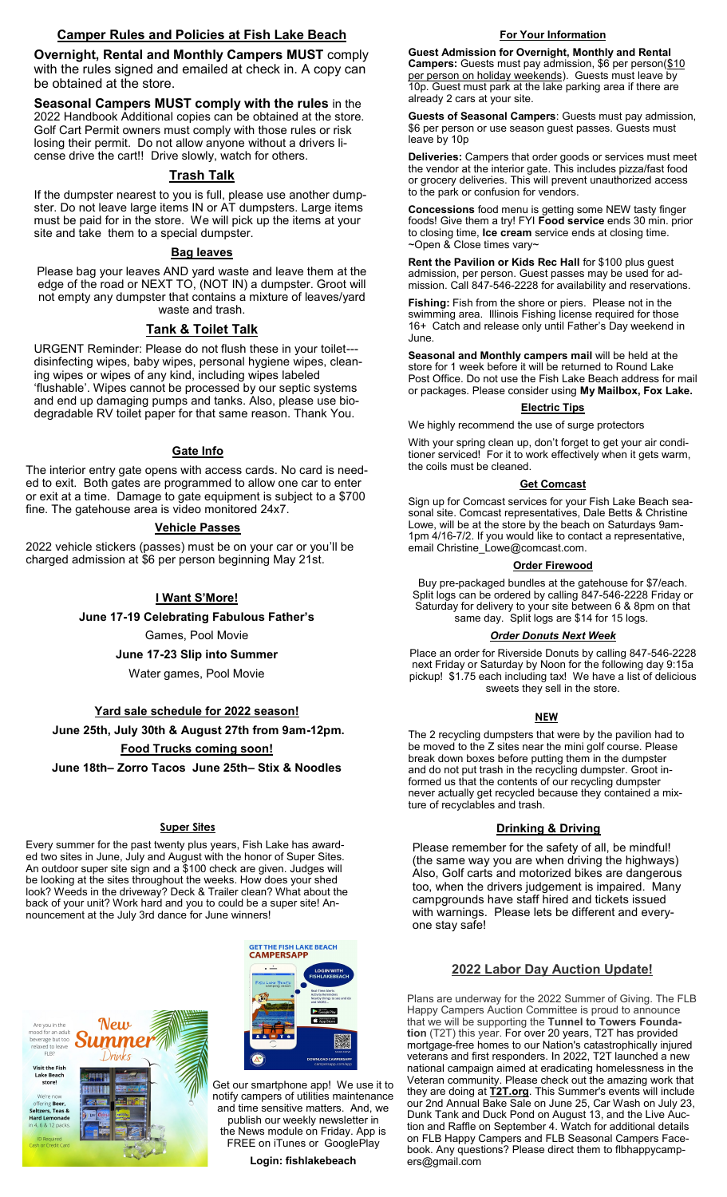## Camper Rules and Policies at Fish Lake Beach

**Overnight, Rental and Monthly Campers MUST** comply with the rules signed and emailed at check in. A copy can be obtained at the store.

**Seasonal Campers MUST comply with the rules** in the 2022 Handbook Additional copies can be obtained at the store. Golf Cart Permit owners must comply with those rules or risk losing their permit. Do not allow anyone without a drivers license drive the cart!! Drive slowly, watch for others.

## Trash Talk

If the dumpster nearest to you is full, please use another dumpster. Do not leave large items IN or AT dumpsters. Large items must be paid for in the store. We will pick up the items at your site and take them to a special dumpster.

### Bag leaves

Please bag your leaves AND yard waste and leave them at the edge of the road or NEXT TO, (NOT IN) a dumpster. Groot will not empty any dumpster that contains a mixture of leaves/yard waste and trash.

## Tank & Toilet Talk

URGENT Reminder: Please do not flush these in your toilet---disinfecting wipes, baby wipes, personal hygiene wipes, cleaning wipes or wipes of any kind, including wipes labeled 'flushable'. Wipes cannot be processed by our septic systems and end up damaging pumps and tanks. Also, please use biodegradable RV toilet paper for that same reason. Thank You.

### Gate Info

The interior entry gate opens with access cards. No card is needed to exit. Both gates are programmed to allow one car to enter or exit at a time. Damage to gate equipment is subject to a $700 fine. The gatehouse area is video monitored 24x7.

### Vehicle Passes

2022 vehicle stickers (passes) must be on your car or you'll be charged admission at $6 per person beginning May 21st.

### I Want S'More!

**June 17-19 Celebrating Fabulous Father's**

Games, Pool Movie

**June 17-23 Slip into Summer**

Water games, Pool Movie

### Yard sale schedule for 2022 season!

**June 25th, July 30th & August 27th from 9am-12pm.**

### Food Trucks coming soon!

**June 18th– Zorro Tacos June 25th– Stix & Noodles**

### Super Sites

Every summer for the past twenty plus years, Fish Lake has awarded two sites in June, July and August with the honor of Super Sites. An outdoor super site sign and a $100 check are given. Judges will be looking at the sites throughout the weeks. How does your shed look? Weeds in the driveway? Deck & Trailer clean? What about the back of your unit? Work hard and you to could be a super site! Announcement at the July 3rd dance for June winners!

Are you in the mood for an adult beverage but too relaxed to leave FLB?

New Summer Drinks

Visit the Fish Lake Beach store!

We're now offering Beer, Seltzers, Teas & Hard Lemonade in 4, 6 & 12 packs.

ID Required Cash or Credit Card

GET THE FISH LAKE BEACH CAMPERSAPP

Get our smartphone app! We use it to notify campers of utilities maintenance and time sensitive matters. And, we publish our weekly newsletter in the News module on Friday. App is FREE on iTunes or GooglePlay

**Login: fishlakebeach**

### For Your Information

**Guest Admission for Overnight, Monthly and Rental Campers:** Guests must pay admission, $6 per person($10 per person on holiday weekends). Guests must leave by 10p. Guest must park at the lake parking area if there are already 2 cars at your site.

**Guests of Seasonal Campers**: Guests must pay admission, $6 per person or use season guest passes. Guests must leave by 10p

**Deliveries:** Campers that order goods or services must meet the vendor at the interior gate. This includes pizza/fast food or grocery deliveries. This will prevent unauthorized access to the park or confusion for vendors.

**Concessions** food menu is getting some NEW tasty finger foods! Give them a try! FYI **Food service** ends 30 min. prior to closing time, **Ice cream** service ends at closing time. ~Open & Close times vary~

**Rent the Pavilion or Kids Rec Hall** for $100 plus guest admission, per person. Guest passes may be used for admission. Call 847-546-2228 for availability and reservations.

**Fishing:** Fish from the shore or piers. Please not in the swimming area. Illinois Fishing license required for those 16+ Catch and release only until Father's Day weekend in June.

**Seasonal and Monthly campers mail** will be held at the store for 1 week before it will be returned to Round Lake Post Office. Do not use the Fish Lake Beach address for mail or packages. Please consider using **My Mailbox, Fox Lake.**

### Electric Tips

We highly recommend the use of surge protectors

With your spring clean up, don't forget to get your air conditioner serviced! For it to work effectively when it gets warm, the coils must be cleaned.

### Get Comcast

Sign up for Comcast services for your Fish Lake Beach seasonal site. Comcast representatives, Dale Betts & Christine Lowe, will be at the store by the beach on Saturdays 9am-1pm 4/16-7/2. If you would like to contact a representative, email Christine_Lowe@comcast.com.

### Order Firewood

Buy pre-packaged bundles at the gatehouse for $7/each. Split logs can be ordered by calling 847-546-2228 Friday or Saturday for delivery to your site between 6 & 8pm on that same day. Split logs are $14 for 15 logs.

### *Order Donuts Next Week*

Place an order for Riverside Donuts by calling 847-546-2228 next Friday or Saturday by Noon for the following day 9:15a pickup! $1.75 each including tax! We have a list of delicious sweets they sell in the store.

### NEW

The 2 recycling dumpsters that were by the pavilion had to be moved to the Z sites near the mini golf course. Please break down boxes before putting them in the dumpster and do not put trash in the recycling dumpster. Groot informed us that the contents of our recycling dumpster never actually get recycled because they contained a mixture of recyclables and trash.

## Drinking & Driving

Please remember for the safety of all, be mindful! (the same way you are when driving the highways) Also, Golf carts and motorized bikes are dangerous too, when the drivers judgement is impaired. Many campgrounds have staff hired and tickets issued with warnings. Please lets be different and everyone stay safe!

## 2022 Labor Day Auction Update!

Plans are underway for the 2022 Summer of Giving. The FLB Happy Campers Auction Committee is proud to announce that we will be supporting the **Tunnel to Towers Foundation** (T2T) this year. For over 20 years, T2T has provided mortgage-free homes to our Nation's catastrophically injured veterans and first responders. In 2022, T2T launched a new national campaign aimed at eradicating homelessness in the Veteran community. Please check out the amazing work that they are doing at **T2T.org**. This Summer's events will include our 2nd Annual Bake Sale on June 25, Car Wash on July 23, Dunk Tank and Duck Pond on August 13, and the Live Auction and Raffle on September 4. Watch for additional details on FLB Happy Campers and FLB Seasonal Campers Facebook. Any questions? Please direct them to flbhappycampers@gmail.com